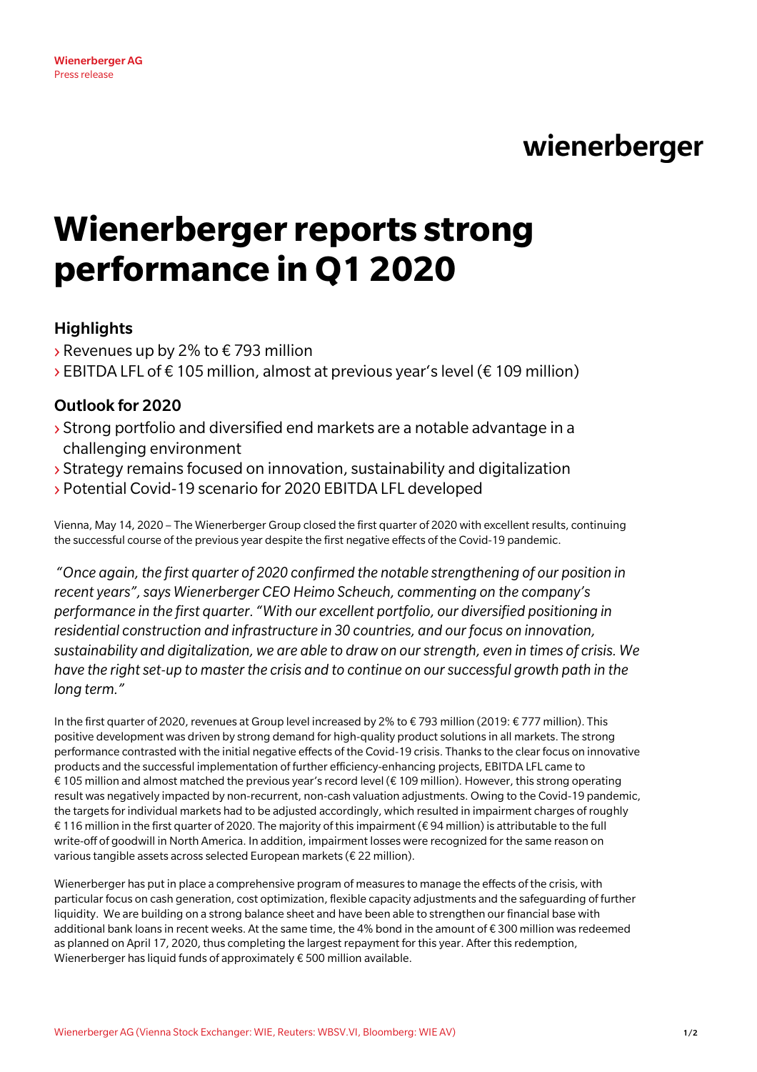**Wienerberger AG**
Press release

wienerberger

# Wienerberger reports strong performance in Q1 2020

## Highlights

- › Revenues up by 2% to € 793 million
- › EBITDA LFL of € 105 million, almost at previous year's level (€ 109 million)

## Outlook for 2020

- › Strong portfolio and diversified end markets are a notable advantage in a challenging environment
- › Strategy remains focused on innovation, sustainability and digitalization
- › Potential Covid-19 scenario for 2020 EBITDA LFL developed

Vienna, May 14, 2020 – The Wienerberger Group closed the first quarter of 2020 with excellent results, continuing the successful course of the previous year despite the first negative effects of the Covid-19 pandemic.

*"Once again, the first quarter of 2020 confirmed the notable strengthening of our position in recent years", says Wienerberger CEO Heimo Scheuch, commenting on the company's performance in the first quarter. "With our excellent portfolio, our diversified positioning in residential construction and infrastructure in 30 countries, and our focus on innovation, sustainability and digitalization, we are able to draw on our strength, even in times of crisis. We have the right set-up to master the crisis and to continue on our successful growth path in the long term."*

In the first quarter of 2020, revenues at Group level increased by 2% to € 793 million (2019: € 777 million). This positive development was driven by strong demand for high-quality product solutions in all markets. The strong performance contrasted with the initial negative effects of the Covid-19 crisis. Thanks to the clear focus on innovative products and the successful implementation of further efficiency-enhancing projects, EBITDA LFL came to € 105 million and almost matched the previous year's record level (€ 109 million). However, this strong operating result was negatively impacted by non-recurrent, non-cash valuation adjustments. Owing to the Covid-19 pandemic, the targets for individual markets had to be adjusted accordingly, which resulted in impairment charges of roughly € 116 million in the first quarter of 2020. The majority of this impairment (€ 94 million) is attributable to the full write-off of goodwill in North America. In addition, impairment losses were recognized for the same reason on various tangible assets across selected European markets (€ 22 million).

Wienerberger has put in place a comprehensive program of measures to manage the effects of the crisis, with particular focus on cash generation, cost optimization, flexible capacity adjustments and the safeguarding of further liquidity. We are building on a strong balance sheet and have been able to strengthen our financial base with additional bank loans in recent weeks. At the same time, the 4% bond in the amount of € 300 million was redeemed as planned on April 17, 2020, thus completing the largest repayment for this year. After this redemption, Wienerberger has liquid funds of approximately € 500 million available.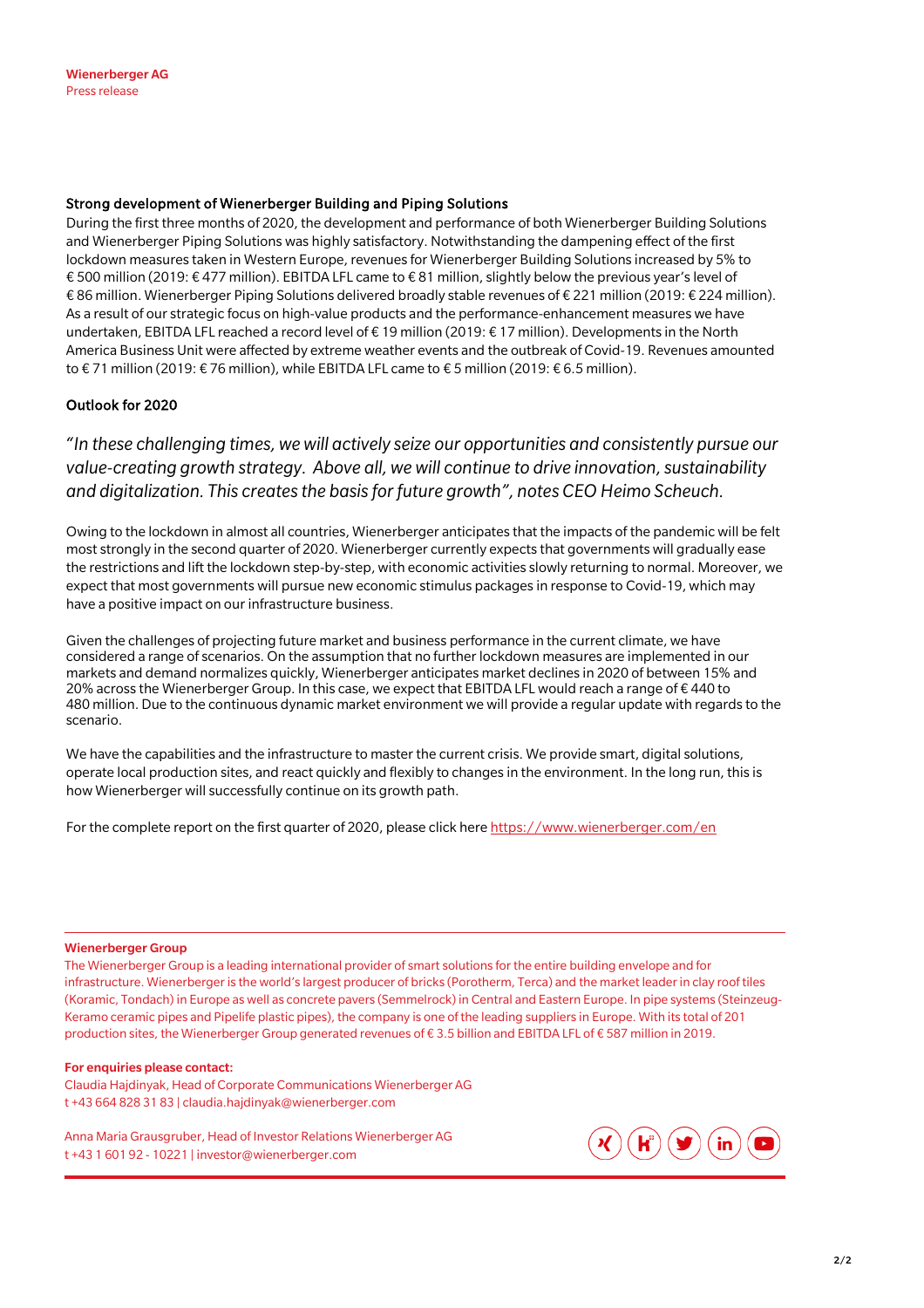### Strong development of Wienerberger Building and Piping Solutions

During the first three months of 2020, the development and performance of both Wienerberger Building Solutions and Wienerberger Piping Solutions was highly satisfactory. Notwithstanding the dampening effect of the first lockdown measures taken in Western Europe, revenues for Wienerberger Building Solutions increased by 5% to € 500 million (2019: € 477 million). EBITDA LFL came to € 81 million, slightly below the previous year's level of € 86 million. Wienerberger Piping Solutions delivered broadly stable revenues of € 221 million (2019: € 224 million). As a result of our strategic focus on high-value products and the performance-enhancement measures we have undertaken, EBITDA LFL reached a record level of € 19 million (2019: € 17 million). Developments in the North America Business Unit were affected by extreme weather events and the outbreak of Covid-19. Revenues amounted to € 71 million (2019: € 76 million), while EBITDA LFL came to € 5 million (2019: € 6.5 million).

### Outlook for 2020

*"In these challenging times, we will actively seize our opportunities and consistently pursue our value-creating growth strategy. Above all, we will continue to drive innovation, sustainability and digitalization. This creates the basis for future growth", notes CEO Heimo Scheuch.*

Owing to the lockdown in almost all countries, Wienerberger anticipates that the impacts of the pandemic will be felt most strongly in the second quarter of 2020. Wienerberger currently expects that governments will gradually ease the restrictions and lift the lockdown step-by-step, with economic activities slowly returning to normal. Moreover, we expect that most governments will pursue new economic stimulus packages in response to Covid-19, which may have a positive impact on our infrastructure business.

Given the challenges of projecting future market and business performance in the current climate, we have considered a range of scenarios. On the assumption that no further lockdown measures are implemented in our markets and demand normalizes quickly, Wienerberger anticipates market declines in 2020 of between 15% and 20% across the Wienerberger Group. In this case, we expect that EBITDA LFL would reach a range of € 440 to 480 million. Due to the continuous dynamic market environment we will provide a regular update with regards to the scenario.

We have the capabilities and the infrastructure to master the current crisis. We provide smart, digital solutions, operate local production sites, and react quickly and flexibly to changes in the environment. In the long run, this is how Wienerberger will successfully continue on its growth path.

For the complete report on the first quarter of 2020, please click here https://www.wienerberger.com/en

---

**Wienerberger Group**

The Wienerberger Group is a leading international provider of smart solutions for the entire building envelope and for infrastructure. Wienerberger is the world's largest producer of bricks (Porotherm, Terca) and the market leader in clay roof tiles (Koramic, Tondach) in Europe as well as concrete pavers (Semmelrock) in Central and Eastern Europe. In pipe systems (Steinzeug-Keramo ceramic pipes and Pipelife plastic pipes), the company is one of the leading suppliers in Europe. With its total of 201 production sites, the Wienerberger Group generated revenues of € 3.5 billion and EBITDA LFL of € 587 million in 2019.

**For enquiries please contact:**

Claudia Hajdinyak, Head of Corporate Communications Wienerberger AG
t +43 664 828 31 83 | claudia.hajdinyak@wienerberger.com

Anna Maria Grausgruber, Head of Investor Relations Wienerberger AG
t +43 1 601 92 - 10221 | investor@wienerberger.com